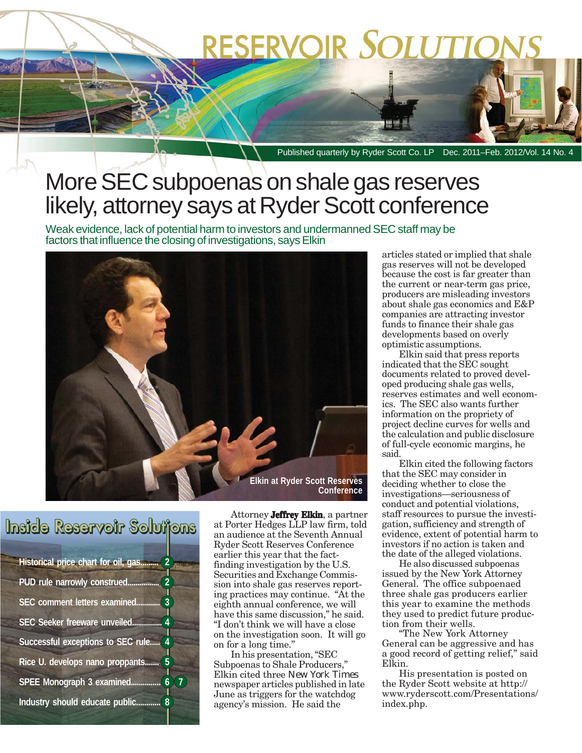# RESERVOIR SOLUTIONS

Published quarterly by Ryder Scott Co. LP Dec. 2011–Feb. 2012/Vol. 14 No. 4

# More SEC subpoenas on shale gas reserves likely, attorney says at Ryder Scott conference

## Weak evidence, lack of potential harm to investors and undermanned SEC staff may be factors that influence the closing of investigations, says Elkin

Elkin at Ryder Scott Reserves Conference

Attorney **Jeffrey Elkin**, a partner at Porter Hedges LLP law firm, told an audience at the Seventh Annual Ryder Scott Reserves Conference earlier this year that the fact-finding investigation by the U.S. Securities and Exchange Commission into shale gas reserves reporting practices may continue. "At the eighth annual conference, we will have this same discussion," he said. "I don't think we will have a close on the investigation soon. It will go on for a long time."

In his presentation, "SEC Subpoenas to Shale Producers," Elkin cited three *New York Times* newspaper articles published in late June as triggers for the watchdog agency's mission. He said the articles stated or implied that shale gas reserves will not be developed because the cost is far greater than the current or near-term gas price, producers are misleading investors about shale gas economics and E&P companies are attracting investor funds to finance their shale gas developments based on overly optimistic assumptions.

Elkin said that press reports indicated that the SEC sought documents related to proved developed producing shale gas wells, reserves estimates and well economics. The SEC also wants further information on the propriety of project decline curves for wells and the calculation and public disclosure of full-cycle economic margins, he said.

Elkin cited the following factors that the SEC may consider in deciding whether to close the investigations—seriousness of conduct and potential violations, staff resources to pursue the investigation, sufficiency and strength of evidence, extent of potential harm to investors if no action is taken and the date of the alleged violations.

He also discussed subpoenas issued by the New York Attorney General. The office subpoenaed three shale gas producers earlier this year to examine the methods they used to predict future production from their wells.

"The New York Attorney General can be aggressive and has a good record of getting relief," said Elkin.

His presentation is posted on the Ryder Scott website at http://www.ryderscott.com/Presentations/index.php.

## Inside Reservoir Solutions

- Historical price chart for oil, gas......... 2
- PUD rule narrowly construed................ 2
- SEC comment letters examined............ 3
- SEC Seeker freeware unveiled............... 4
- Successful exceptions to SEC rule..... 4
- Rice U. develops nano proppants....... 5
- SPEE Monograph 3 examined............... 6 7
- Industry should educate public............ 8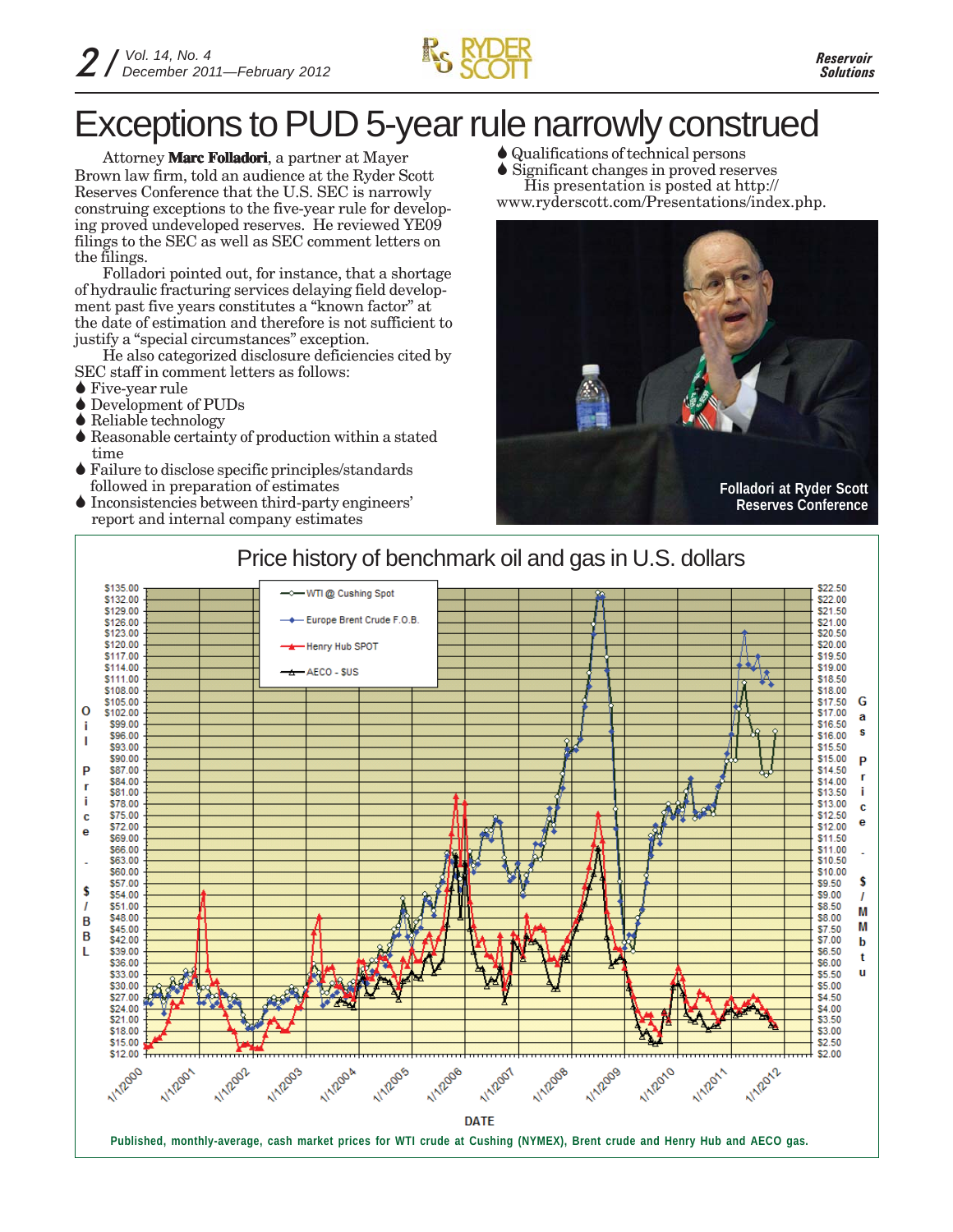# Exceptions to PUD 5-year rule narrowly construed

Attorney **Marc Folladori**, a partner at Mayer Brown law firm, told an audience at the Ryder Scott Reserves Conference that the U.S. SEC is narrowly construing exceptions to the five-year rule for developing proved undeveloped reserves. He reviewed YE09 filings to the SEC as well as SEC comment letters on the filings.

Folladori pointed out, for instance, that a shortage of hydraulic fracturing services delaying field development past five years constitutes a "known factor" at the date of estimation and therefore is not sufficient to justify a "special circumstances" exception.

He also categorized disclosure deficiencies cited by SEC staff in comment letters as follows:

- Five-year rule
- Development of PUDs
- Reliable technology
- Reasonable certainty of production within a stated time
- Failure to disclose specific principles/standards followed in preparation of estimates
- Inconsistencies between third-party engineers' report and internal company estimates
- Qualifications of technical persons
- Significant changes in proved reserves

His presentation is posted at http://www.ryderscott.com/Presentations/index.php.

Folladori at Ryder Scott Reserves Conference

## Price history of benchmark oil and gas in U.S. dollars

Published, monthly-average, cash market prices for WTI crude at Cushing (NYMEX), Brent crude and Henry Hub and AECO gas.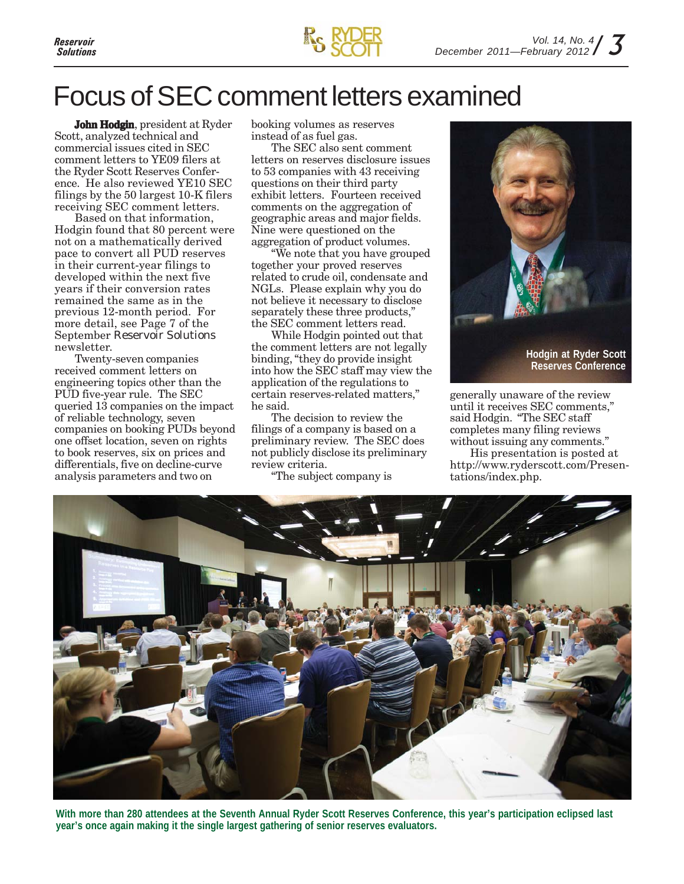# Focus of SEC comment letters examined

**John Hodgin**, president at Ryder Scott, analyzed technical and commercial issues cited in SEC comment letters to YE09 filers at the Ryder Scott Reserves Conference. He also reviewed YE10 SEC filings by the 50 largest 10-K filers receiving SEC comment letters.

Based on that information, Hodgin found that 80 percent were not on a mathematically derived pace to convert all PUD reserves in their current-year filings to developed within the next five years if their conversion rates remained the same as in the previous 12-month period. For more detail, see Page 7 of the September *Reservoir Solutions* newsletter.

Twenty-seven companies received comment letters on engineering topics other than the PUD five-year rule. The SEC queried 13 companies on the impact of reliable technology, seven companies on booking PUDs beyond one offset location, seven on rights to book reserves, six on prices and differentials, five on decline-curve analysis parameters and two on booking volumes as reserves instead of as fuel gas.

The SEC also sent comment letters on reserves disclosure issues to 53 companies with 43 receiving questions on their third party exhibit letters. Fourteen received comments on the aggregation of geographic areas and major fields. Nine were questioned on the aggregation of product volumes.

"We note that you have grouped together your proved reserves related to crude oil, condensate and NGLs. Please explain why you do not believe it necessary to disclose separately these three products," the SEC comment letters read.

While Hodgin pointed out that the comment letters are not legally binding, "they do provide insight into how the SEC staff may view the application of the regulations to certain reserves-related matters," he said.

The decision to review the filings of a company is based on a preliminary review. The SEC does not publicly disclose its preliminary review criteria.

"The subject company is generally unaware of the review until it receives SEC comments," said Hodgin. "The SEC staff completes many filing reviews without issuing any comments."

His presentation is posted at http://www.ryderscott.com/Presentations/index.php.

Hodgin at Ryder Scott Reserves Conference

With more than 280 attendees at the Seventh Annual Ryder Scott Reserves Conference, this year's participation eclipsed last year's once again making it the single largest gathering of senior reserves evaluators.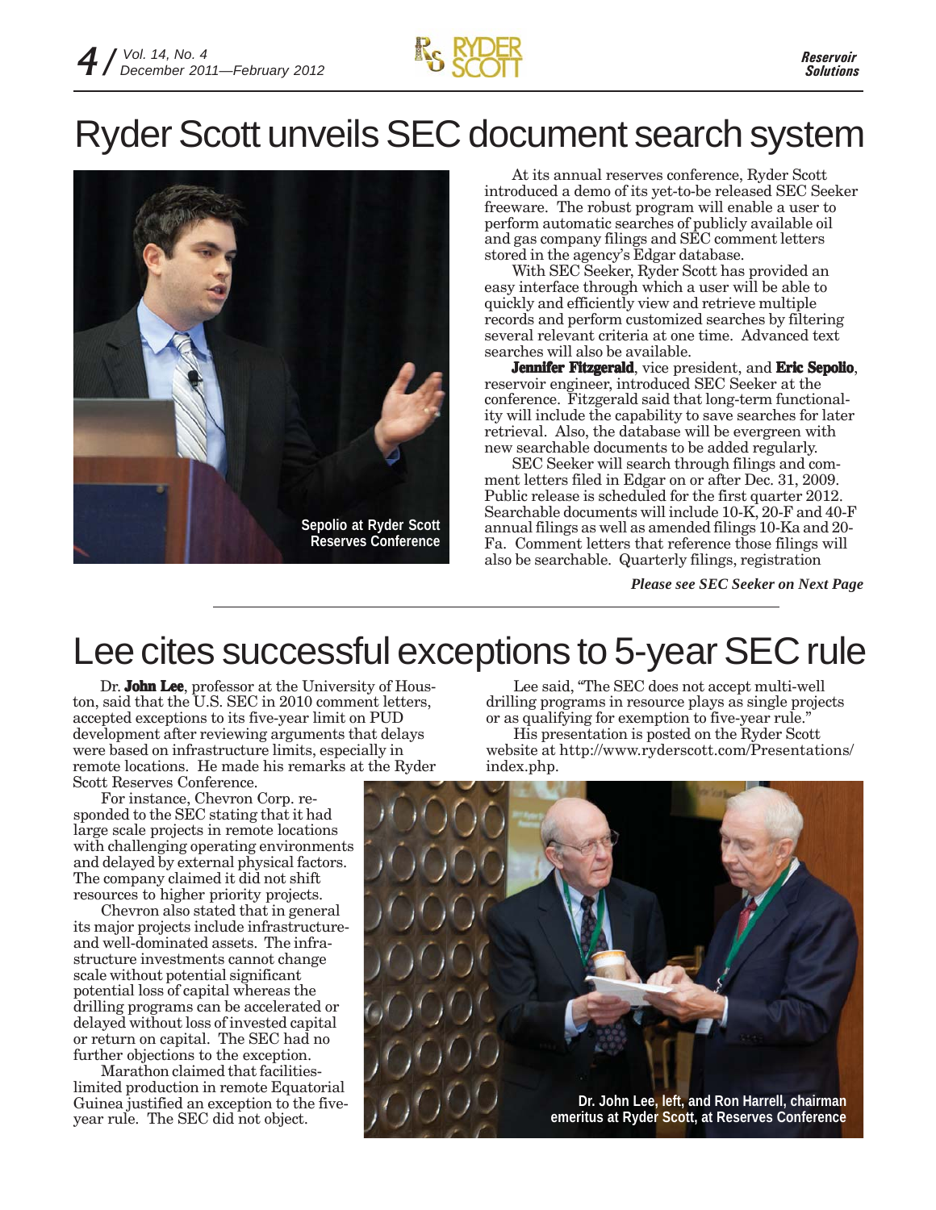# Ryder Scott unveils SEC document search system

Sepolio at Ryder Scott Reserves Conference

At its annual reserves conference, Ryder Scott introduced a demo of its yet-to-be released SEC Seeker freeware. The robust program will enable a user to perform automatic searches of publicly available oil and gas company filings and SEC comment letters stored in the agency's Edgar database.

With SEC Seeker, Ryder Scott has provided an easy interface through which a user will be able to quickly and efficiently view and retrieve multiple records and perform customized searches by filtering several relevant criteria at one time. Advanced text searches will also be available.

**Jennifer Fitzgerald**, vice president, and **Eric Sepolio**, reservoir engineer, introduced SEC Seeker at the conference. Fitzgerald said that long-term functionality will include the capability to save searches for later retrieval. Also, the database will be evergreen with new searchable documents to be added regularly.

SEC Seeker will search through filings and comment letters filed in Edgar on or after Dec. 31, 2009. Public release is scheduled for the first quarter 2012. Searchable documents will include 10-K, 20-F and 40-F annual filings as well as amended filings 10-Ka and 20-Fa. Comment letters that reference those filings will also be searchable. Quarterly filings, registration

*Please see SEC Seeker on Next Page*

# Lee cites successful exceptions to 5-year SEC rule

Dr. **John Lee**, professor at the University of Houston, said that the U.S. SEC in 2010 comment letters, accepted exceptions to its five-year limit on PUD development after reviewing arguments that delays were based on infrastructure limits, especially in remote locations. He made his remarks at the Ryder Scott Reserves Conference.

For instance, Chevron Corp. responded to the SEC stating that it had large scale projects in remote locations with challenging operating environments and delayed by external physical factors. The company claimed it did not shift resources to higher priority projects.

Chevron also stated that in general its major projects include infrastructure- and well-dominated assets. The infrastructure investments cannot change scale without potential significant potential loss of capital whereas the drilling programs can be accelerated or delayed without loss of invested capital or return on capital. The SEC had no further objections to the exception.

Marathon claimed that facilities-limited production in remote Equatorial Guinea justified an exception to the five-year rule. The SEC did not object.

Lee said, "The SEC does not accept multi-well drilling programs in resource plays as single projects or as qualifying for exemption to five-year rule."

His presentation is posted on the Ryder Scott website at http://www.ryderscott.com/Presentations/index.php.

Dr. John Lee, left, and Ron Harrell, chairman emeritus at Ryder Scott, at Reserves Conference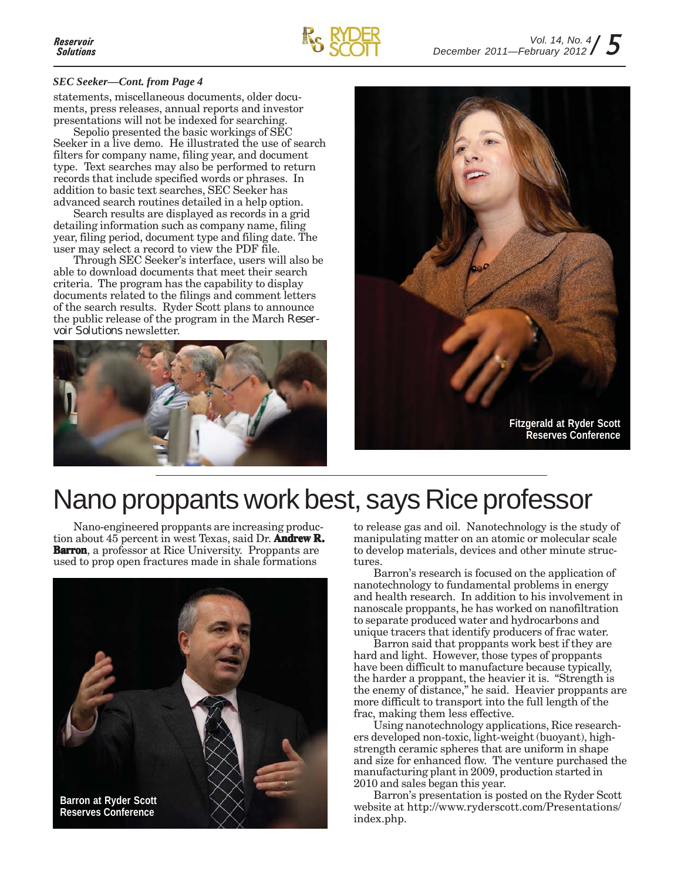*SEC Seeker—Cont. from Page 4*

statements, miscellaneous documents, older documents, press releases, annual reports and investor presentations will not be indexed for searching.

Sepolio presented the basic workings of SEC Seeker in a live demo. He illustrated the use of search filters for company name, filing year, and document type. Text searches may also be performed to return records that include specified words or phrases. In addition to basic text searches, SEC Seeker has advanced search routines detailed in a help option.

Search results are displayed as records in a grid detailing information such as company name, filing year, filing period, document type and filing date. The user may select a record to view the PDF file.

Through SEC Seeker's interface, users will also be able to download documents that meet their search criteria. The program has the capability to display documents related to the filings and comment letters of the search results. Ryder Scott plans to announce the public release of the program in the March *Reservoir Solutions* newsletter.

Fitzgerald at Ryder Scott Reserves Conference

# Nano proppants work best, says Rice professor

Nano-engineered proppants are increasing production about 45 percent in west Texas, said Dr. **Andrew R. Barron**, a professor at Rice University. Proppants are used to prop open fractures made in shale formations to release gas and oil. Nanotechnology is the study of manipulating matter on an atomic or molecular scale to develop materials, devices and other minute structures.

Barron at Ryder Scott Reserves Conference

Barron's research is focused on the application of nanotechnology to fundamental problems in energy and health research. In addition to his involvement in nanoscale proppants, he has worked on nanofiltration to separate produced water and hydrocarbons and unique tracers that identify producers of frac water.

Barron said that proppants work best if they are hard and light. However, those types of proppants have been difficult to manufacture because typically, the harder a proppant, the heavier it is. "Strength is the enemy of distance," he said. Heavier proppants are more difficult to transport into the full length of the frac, making them less effective.

Using nanotechnology applications, Rice researchers developed non-toxic, light-weight (buoyant), high-strength ceramic spheres that are uniform in shape and size for enhanced flow. The venture purchased the manufacturing plant in 2009, production started in 2010 and sales began this year.

Barron's presentation is posted on the Ryder Scott website at http://www.ryderscott.com/Presentations/index.php.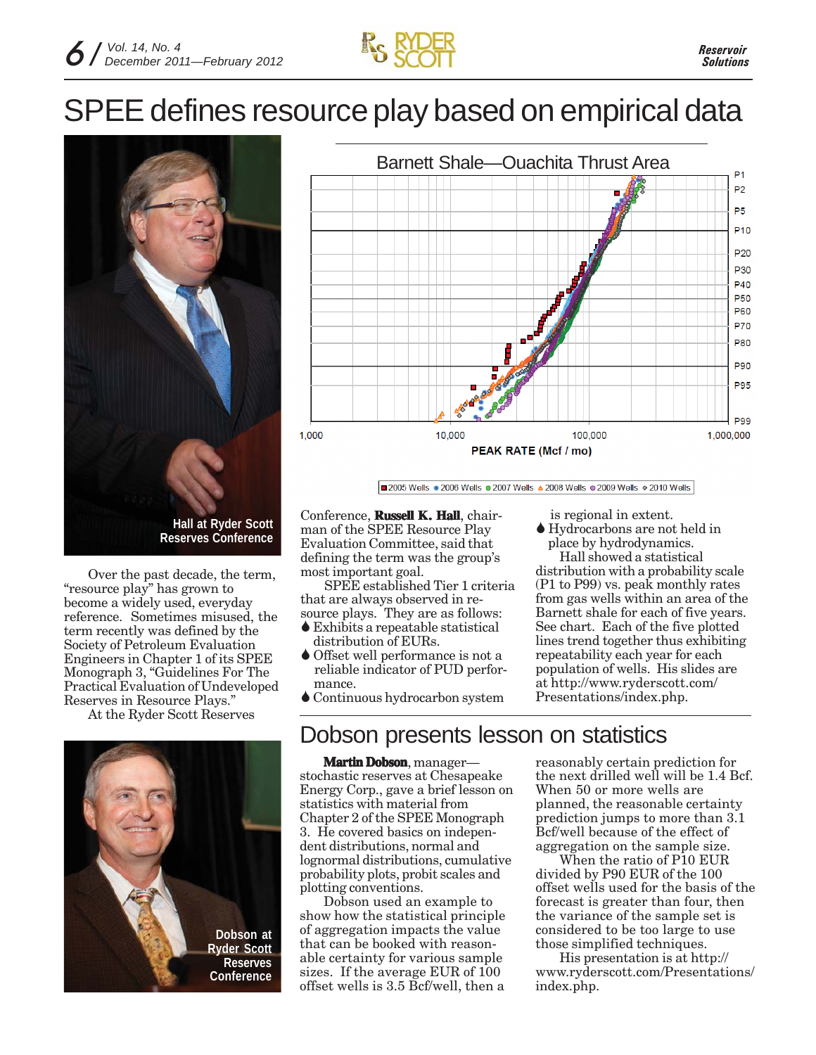# SPEE defines resource play based on empirical data

Hall at Ryder Scott Reserves Conference

Over the past decade, the term, "resource play" has grown to become a widely used, everyday reference. Sometimes misused, the term recently was defined by the Society of Petroleum Evaluation Engineers in Chapter 1 of its SPEE Monograph 3, "Guidelines For The Practical Evaluation of Undeveloped Reserves in Resource Plays."

At the Ryder Scott Reserves Conference, **Russell K. Hall**, chairman of the SPEE Resource Play Evaluation Committee, said that defining the term was the group's most important goal.

SPEE established Tier 1 criteria that are always observed in resource plays. They are as follows:

- Exhibits a repeatable statistical distribution of EURs.
- Offset well performance is not a reliable indicator of PUD performance.
- Continuous hydrocarbon system is regional in extent.
- Hydrocarbons are not held in place by hydrodynamics.

Hall showed a statistical distribution with a probability scale (P1 to P99) vs. peak monthly rates from gas wells within an area of the Barnett shale for each of five years. See chart. Each of the five plotted lines trend together thus exhibiting repeatability each year for each population of wells. His slides are at http://www.ryderscott.com/Presentations/index.php.

Barnett Shale—Ouachita Thrust Area

PEAK RATE (Mcf / mo)

2005 Wells, 2006 Wells, 2007 Wells, 2008 Wells, 2009 Wells, 2010 Wells

## Dobson presents lesson on statistics

Dobson at Ryder Scott Reserves Conference

**Martin Dobson**, manager—stochastic reserves at Chesapeake Energy Corp., gave a brief lesson on statistics with material from Chapter 2 of the SPEE Monograph 3. He covered basics on independent distributions, normal and lognormal distributions, cumulative probability plots, probit scales and plotting conventions.

Dobson used an example to show how the statistical principle of aggregation impacts the value that can be booked with reasonable certainty for various sample sizes. If the average EUR of 100 offset wells is 3.5 Bcf/well, then a reasonably certain prediction for the next drilled well will be 1.4 Bcf. When 50 or more wells are planned, the reasonable certainty prediction jumps to more than 3.1 Bcf/well because of the effect of aggregation on the sample size.

When the ratio of P10 EUR divided by P90 EUR of the 100 offset wells used for the basis of the forecast is greater than four, then the variance of the sample set is considered to be too large to use those simplified techniques.

His presentation is at http://www.ryderscott.com/Presentations/index.php.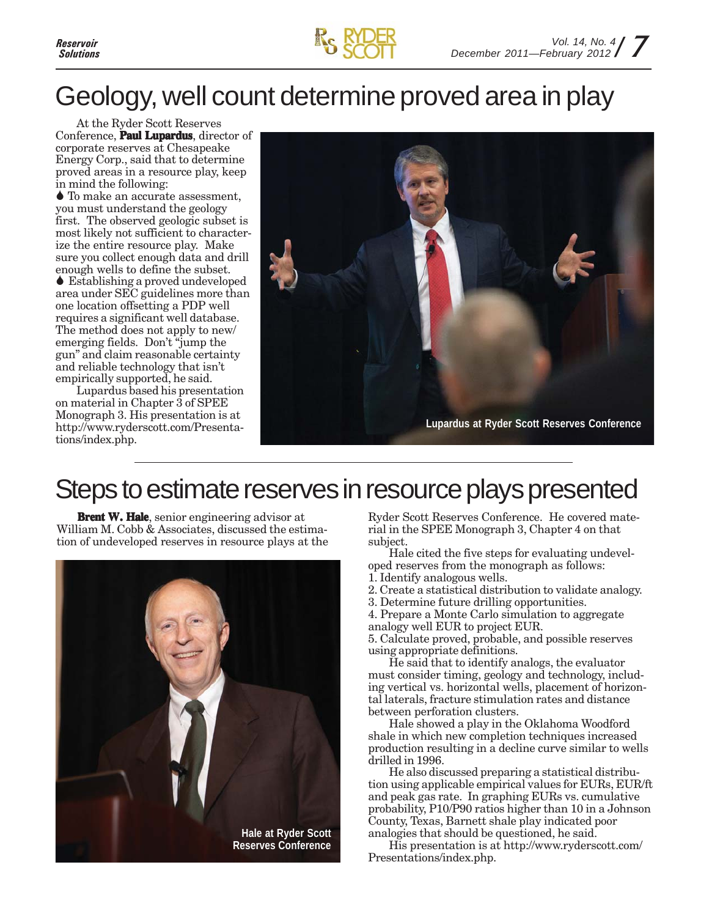# Geology, well count determine proved area in play

At the Ryder Scott Reserves Conference, **Paul Lupardus**, director of corporate reserves at Chesapeake Energy Corp., said that to determine proved areas in a resource play, keep in mind the following:

- To make an accurate assessment, you must understand the geology first. The observed geologic subset is most likely not sufficient to characterize the entire resource play. Make sure you collect enough data and drill enough wells to define the subset.
- Establishing a proved undeveloped area under SEC guidelines more than one location offsetting a PDP well requires a significant well database. The method does not apply to new/emerging fields. Don't "jump the gun" and claim reasonable certainty and reliable technology that isn't empirically supported, he said.

Lupardus based his presentation on material in Chapter 3 of SPEE Monograph 3. His presentation is at http://www.ryderscott.com/Presentations/index.php.

Lupardus at Ryder Scott Reserves Conference

# Steps to estimate reserves in resource plays presented

**Brent W. Hale**, senior engineering advisor at William M. Cobb & Associates, discussed the estimation of undeveloped reserves in resource plays at the Ryder Scott Reserves Conference. He covered material in the SPEE Monograph 3, Chapter 4 on that subject.

Hale at Ryder Scott Reserves Conference

Hale cited the five steps for evaluating undeveloped reserves from the monograph as follows:

1. Identify analogous wells.
2. Create a statistical distribution to validate analogy.
3. Determine future drilling opportunities.
4. Prepare a Monte Carlo simulation to aggregate analogy well EUR to project EUR.
5. Calculate proved, probable, and possible reserves using appropriate definitions.

He said that to identify analogs, the evaluator must consider timing, geology and technology, including vertical vs. horizontal wells, placement of horizontal laterals, fracture stimulation rates and distance between perforation clusters.

Hale showed a play in the Oklahoma Woodford shale in which new completion techniques increased production resulting in a decline curve similar to wells drilled in 1996.

He also discussed preparing a statistical distribution using applicable empirical values for EURs, EUR/ft and peak gas rate. In graphing EURs vs. cumulative probability, P10/P90 ratios higher than 10 in a Johnson County, Texas, Barnett shale play indicated poor analogies that should be questioned, he said.

His presentation is at http://www.ryderscott.com/Presentations/index.php.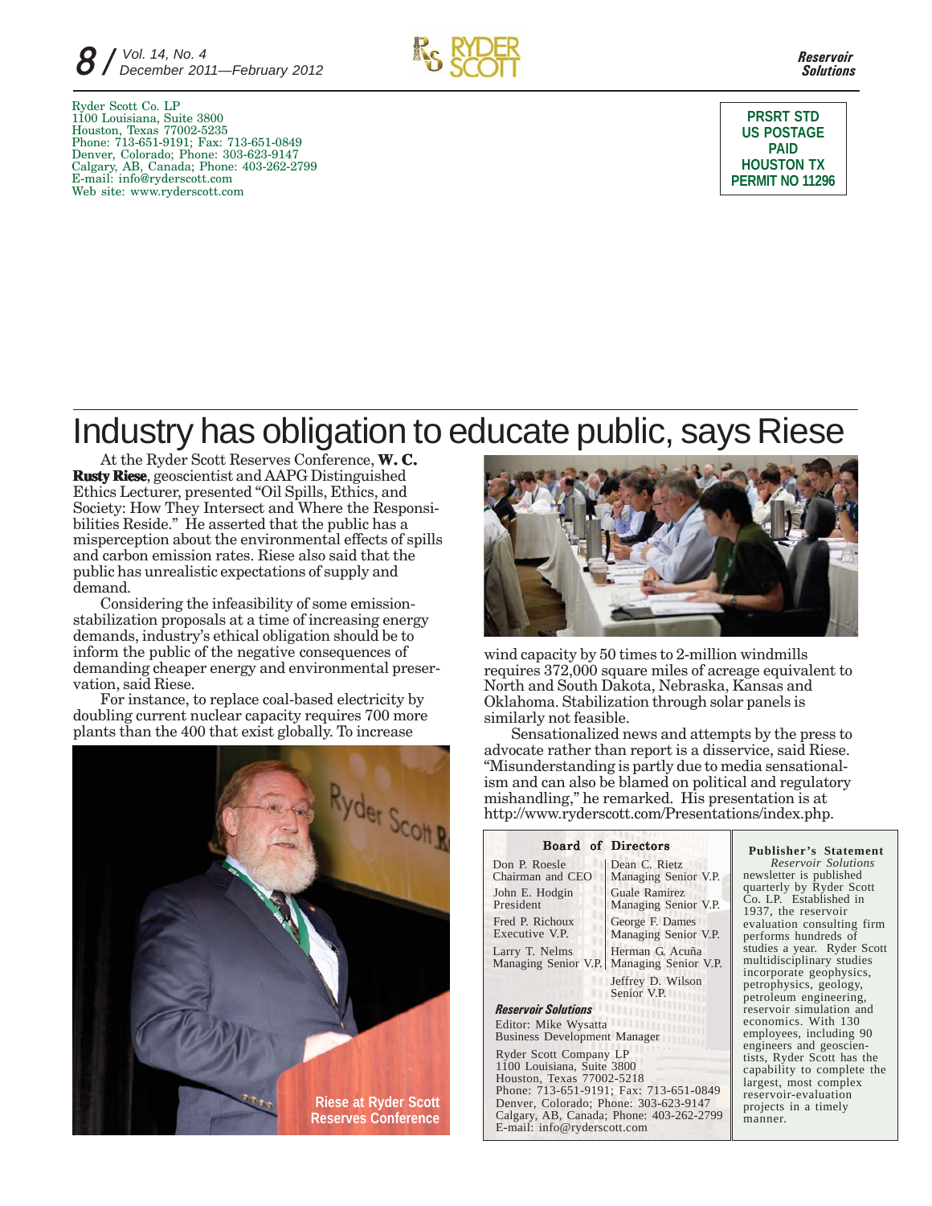Ryder Scott Co. LP
1100 Louisiana, Suite 3800
Houston, Texas 77002-5235
Phone: 713-651-9191; Fax: 713-651-0849
Denver, Colorado; Phone: 303-623-9147
Calgary, AB, Canada; Phone: 403-262-2799
E-mail: info@ryderscott.com
Web site: www.ryderscott.com

**PRSRT STD**
**US POSTAGE**
**PAID**
**HOUSTON TX**
**PERMIT NO 11296**

# Industry has obligation to educate public, says Riese

At the Ryder Scott Reserves Conference, **W. C. Rusty Riese**, geoscientist and AAPG Distinguished Ethics Lecturer, presented "Oil Spills, Ethics, and Society: How They Intersect and Where the Responsibilities Reside." He asserted that the public has a misperception about the environmental effects of spills and carbon emission rates. Riese also said that the public has unrealistic expectations of supply and demand.

Considering the infeasibility of some emission-stabilization proposals at a time of increasing energy demands, industry's ethical obligation should be to inform the public of the negative consequences of demanding cheaper energy and environmental preservation, said Riese.

For instance, to replace coal-based electricity by doubling current nuclear capacity requires 700 more plants than the 400 that exist globally. To increase wind capacity by 50 times to 2-million windmills requires 372,000 square miles of acreage equivalent to North and South Dakota, Nebraska, Kansas and Oklahoma. Stabilization through solar panels is similarly not feasible.

Sensationalized news and attempts by the press to advocate rather than report is a disservice, said Riese. "Misunderstanding is partly due to media sensationalism and can also be blamed on political and regulatory mishandling," he remarked. His presentation is at http://www.ryderscott.com/Presentations/index.php.

Riese at Ryder Scott Reserves Conference

**Board of Directors**

Don P. Roesle
Chairman and CEO

John E. Hodgin
President

Fred P. Richoux
Executive V.P.

Larry T. Nelms
Managing Senior V.P.

Dean C. Rietz
Managing Senior V.P.

Guale Ramirez
Managing Senior V.P.

George F. Dames
Managing Senior V.P.

Herman G. Acuña
Managing Senior V.P.

Jeffrey D. Wilson
Senior V.P.

***Reservoir Solutions***

Editor: Mike Wysatta
Business Development Manager

Ryder Scott Company LP
1100 Louisiana, Suite 3800
Houston, Texas 77002-5218
Phone: 713-651-9191; Fax: 713-651-0849
Denver, Colorado; Phone: 303-623-9147
Calgary, AB, Canada; Phone: 403-262-2799
E-mail: info@ryderscott.com

**Publisher's Statement**

*Reservoir Solutions* newsletter is published quarterly by Ryder Scott Co. LP. Established in 1937, the reservoir evaluation consulting firm performs hundreds of studies a year. Ryder Scott multidisciplinary studies incorporate geophysics, petrophysics, geology, petroleum engineering, reservoir simulation and economics. With 130 employees, including 90 engineers and geoscientists, Ryder Scott has the capability to complete the largest, most complex reservoir-evaluation projects in a timely manner.